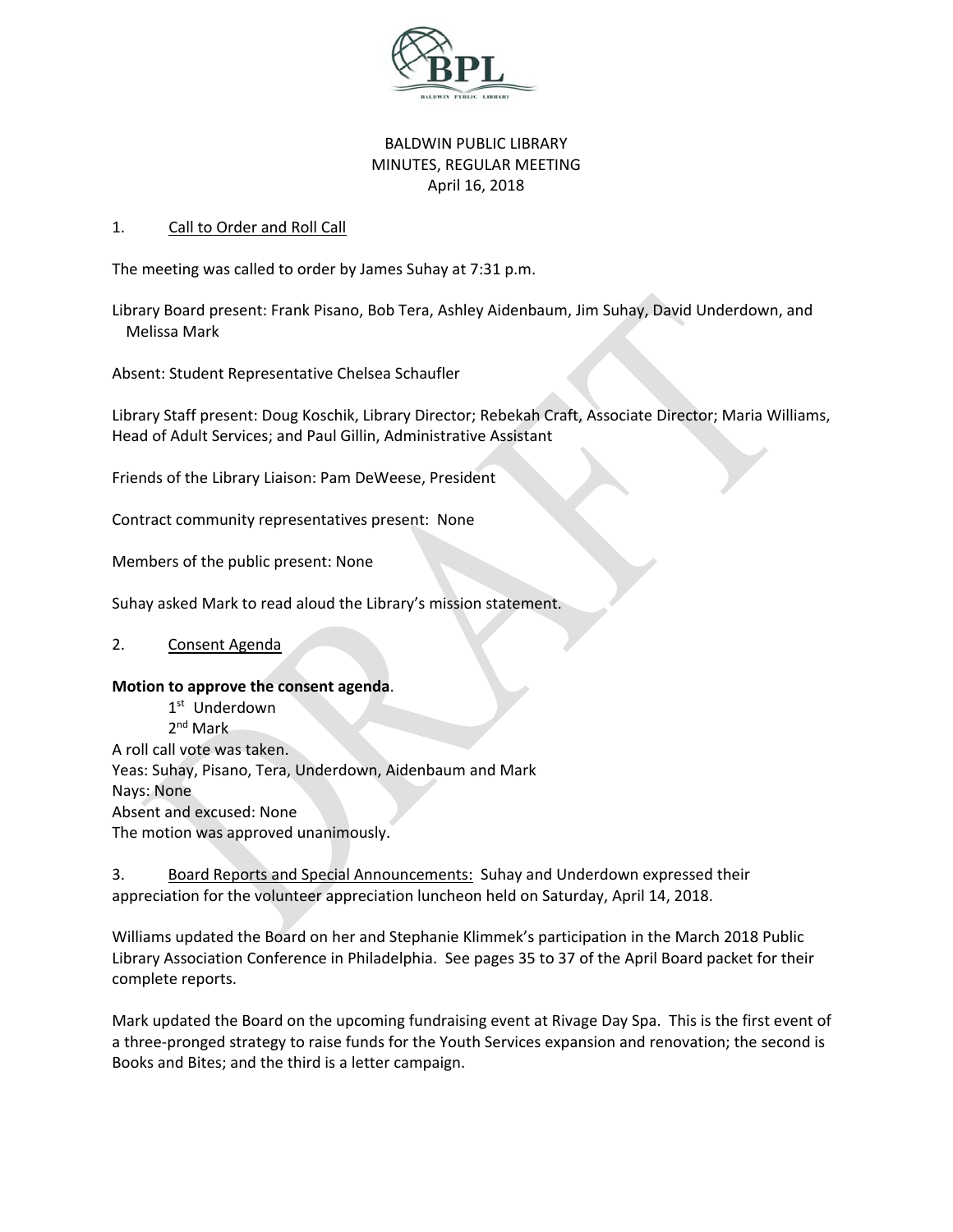BALDWIN PUBLIC LIBRARY
MINUTES, REGULAR MEETING
April 16, 2018

1. Call to Order and Roll Call

The meeting was called to order by James Suhay at 7:31 p.m.

Library Board present: Frank Pisano, Bob Tera, Ashley Aidenbaum, Jim Suhay, David Underdown, and Melissa Mark

Absent: Student Representative Chelsea Schaufler

Library Staff present: Doug Koschik, Library Director; Rebekah Craft, Associate Director; Maria Williams, Head of Adult Services; and Paul Gillin, Administrative Assistant

Friends of the Library Liaison: Pam DeWeese, President

Contract community representatives present: None

Members of the public present: None

Suhay asked Mark to read aloud the Library's mission statement.

2. Consent Agenda

**Motion to approve the consent agenda**.

1st Underdown
2nd Mark

A roll call vote was taken.
Yeas: Suhay, Pisano, Tera, Underdown, Aidenbaum and Mark
Nays: None
Absent and excused: None
The motion was approved unanimously.

3. Board Reports and Special Announcements: Suhay and Underdown expressed their appreciation for the volunteer appreciation luncheon held on Saturday, April 14, 2018.

Williams updated the Board on her and Stephanie Klimmek's participation in the March 2018 Public Library Association Conference in Philadelphia. See pages 35 to 37 of the April Board packet for their complete reports.

Mark updated the Board on the upcoming fundraising event at Rivage Day Spa. This is the first event of a three-pronged strategy to raise funds for the Youth Services expansion and renovation; the second is Books and Bites; and the third is a letter campaign.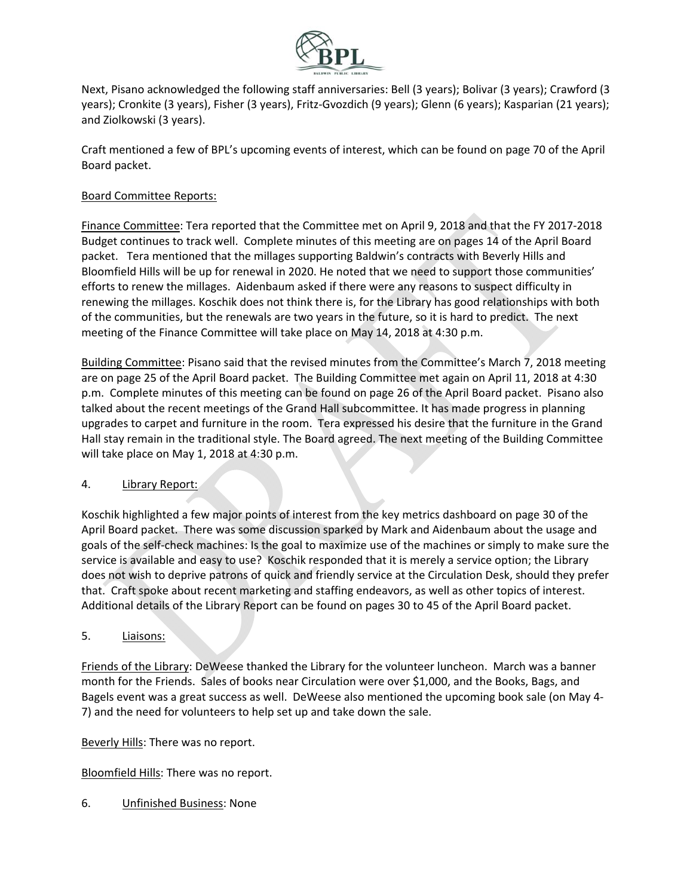Next, Pisano acknowledged the following staff anniversaries: Bell (3 years); Bolivar (3 years); Crawford (3 years); Cronkite (3 years), Fisher (3 years), Fritz-Gvozdich (9 years); Glenn (6 years); Kasparian (21 years); and Ziolkowski (3 years).

Craft mentioned a few of BPL's upcoming events of interest, which can be found on page 70 of the April Board packet.

Board Committee Reports:

Finance Committee: Tera reported that the Committee met on April 9, 2018 and that the FY 2017-2018 Budget continues to track well. Complete minutes of this meeting are on pages 14 of the April Board packet. Tera mentioned that the millages supporting Baldwin's contracts with Beverly Hills and Bloomfield Hills will be up for renewal in 2020. He noted that we need to support those communities' efforts to renew the millages. Aidenbaum asked if there were any reasons to suspect difficulty in renewing the millages. Koschik does not think there is, for the Library has good relationships with both of the communities, but the renewals are two years in the future, so it is hard to predict. The next meeting of the Finance Committee will take place on May 14, 2018 at 4:30 p.m.

Building Committee: Pisano said that the revised minutes from the Committee's March 7, 2018 meeting are on page 25 of the April Board packet. The Building Committee met again on April 11, 2018 at 4:30 p.m. Complete minutes of this meeting can be found on page 26 of the April Board packet. Pisano also talked about the recent meetings of the Grand Hall subcommittee. It has made progress in planning upgrades to carpet and furniture in the room. Tera expressed his desire that the furniture in the Grand Hall stay remain in the traditional style. The Board agreed. The next meeting of the Building Committee will take place on May 1, 2018 at 4:30 p.m.

4. Library Report:

Koschik highlighted a few major points of interest from the key metrics dashboard on page 30 of the April Board packet. There was some discussion sparked by Mark and Aidenbaum about the usage and goals of the self-check machines: Is the goal to maximize use of the machines or simply to make sure the service is available and easy to use? Koschik responded that it is merely a service option; the Library does not wish to deprive patrons of quick and friendly service at the Circulation Desk, should they prefer that. Craft spoke about recent marketing and staffing endeavors, as well as other topics of interest. Additional details of the Library Report can be found on pages 30 to 45 of the April Board packet.

5. Liaisons:

Friends of the Library: DeWeese thanked the Library for the volunteer luncheon. March was a banner month for the Friends. Sales of books near Circulation were over $1,000, and the Books, Bags, and Bagels event was a great success as well. DeWeese also mentioned the upcoming book sale (on May 4-7) and the need for volunteers to help set up and take down the sale.

Beverly Hills: There was no report.

Bloomfield Hills: There was no report.

6. Unfinished Business: None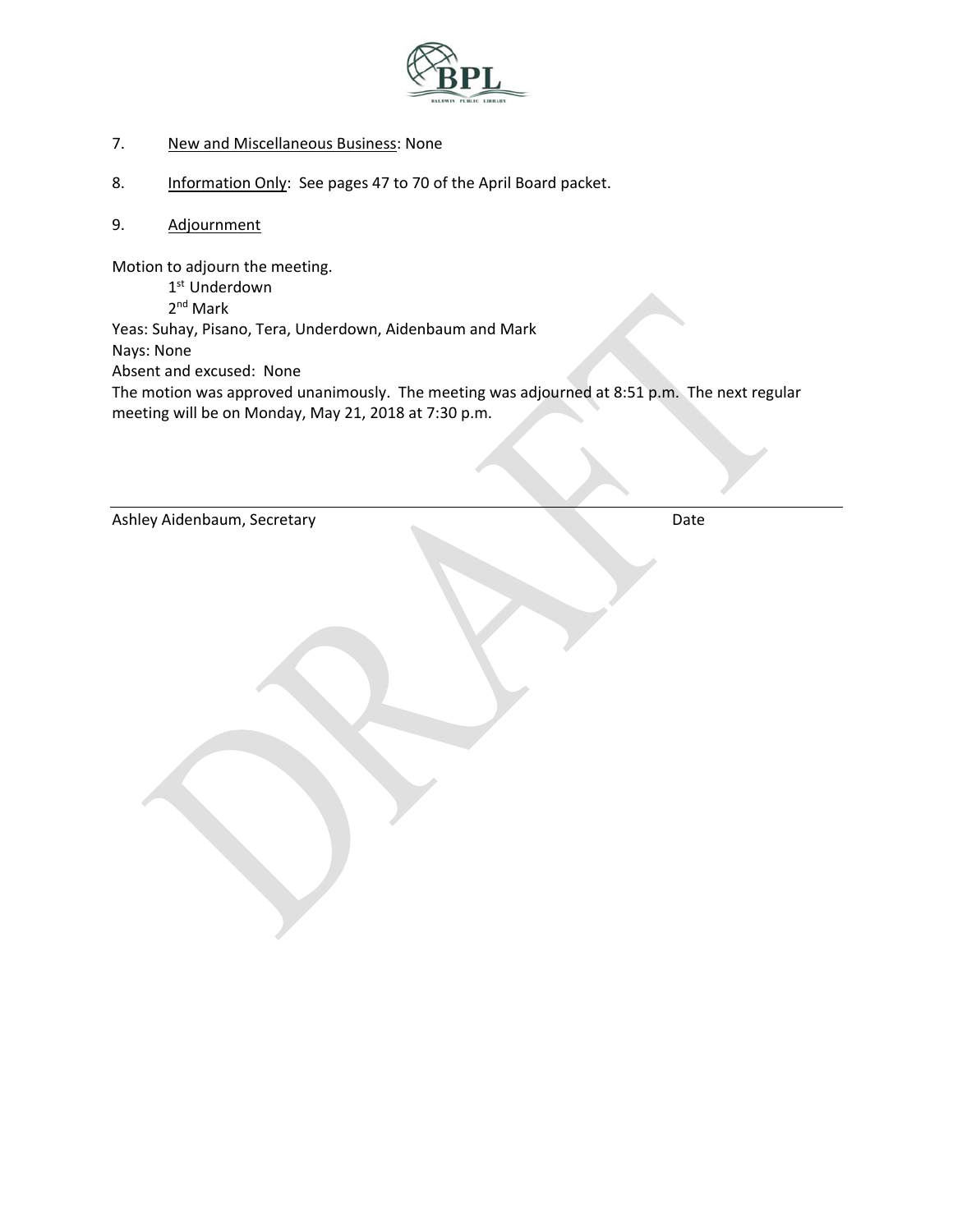7. <u>New and Miscellaneous Business</u>: None

8. <u>Information Only</u>: See pages 47 to 70 of the April Board packet.

9. <u>Adjournment</u>

Motion to adjourn the meeting.

1st Underdown
2nd Mark

Yeas: Suhay, Pisano, Tera, Underdown, Aidenbaum and Mark
Nays: None
Absent and excused: None
The motion was approved unanimously. The meeting was adjourned at 8:51 p.m. The next regular meeting will be on Monday, May 21, 2018 at 7:30 p.m.

Ashley Aidenbaum, Secretary Date

DRAFT